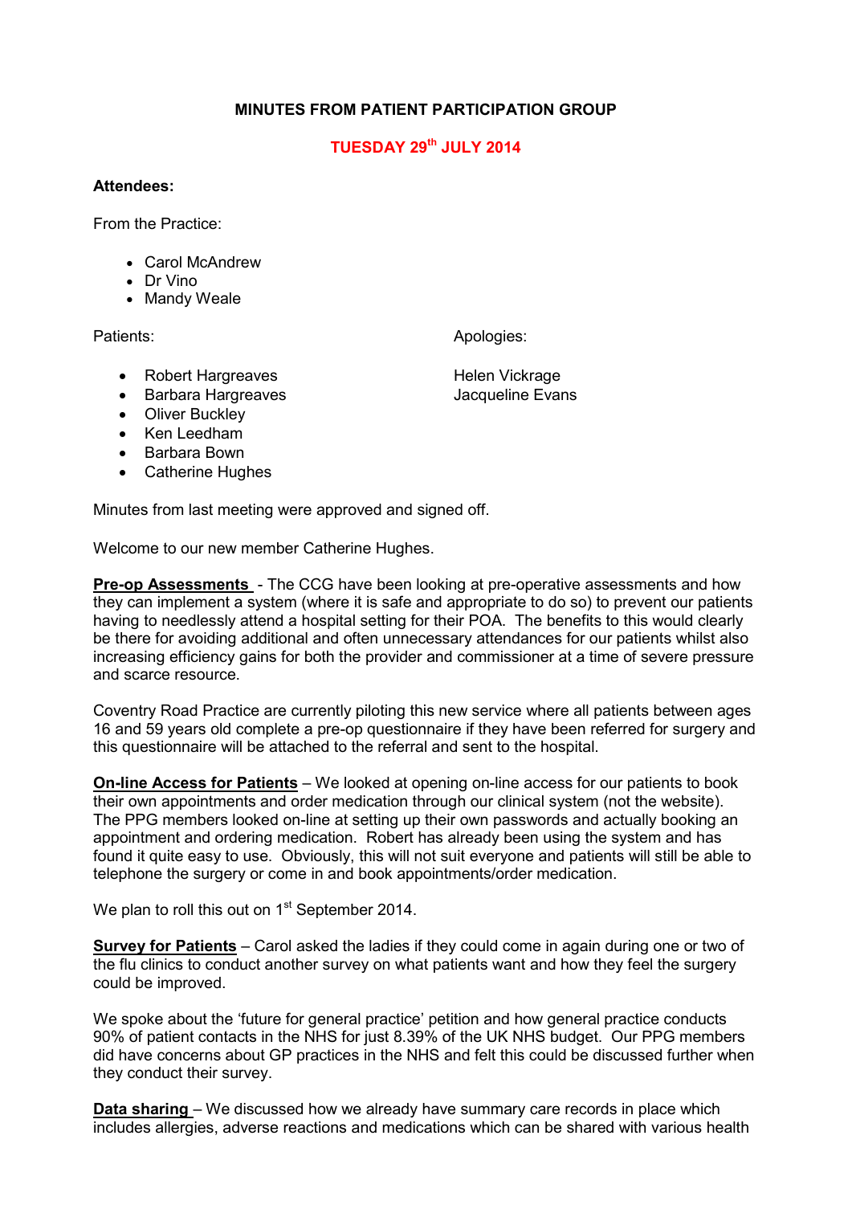# MINUTES FROM PATIENT PARTICIPATION GROUP

## TUESDAY 29th JULY 2014

**Attendees:**

From the Practice:

- Carol McAndrew
- Dr Vino
- Mandy Weale

Patients:

- Robert Hargreaves
- Barbara Hargreaves
- Oliver Buckley
- Ken Leedham
- Barbara Bown
- Catherine Hughes

Apologies:

Helen Vickrage
Jacqueline Evans

Minutes from last meeting were approved and signed off.

Welcome to our new member Catherine Hughes.

**Pre-op Assessments** - The CCG have been looking at pre-operative assessments and how they can implement a system (where it is safe and appropriate to do so) to prevent our patients having to needlessly attend a hospital setting for their POA. The benefits to this would clearly be there for avoiding additional and often unnecessary attendances for our patients whilst also increasing efficiency gains for both the provider and commissioner at a time of severe pressure and scarce resource.

Coventry Road Practice are currently piloting this new service where all patients between ages 16 and 59 years old complete a pre-op questionnaire if they have been referred for surgery and this questionnaire will be attached to the referral and sent to the hospital.

**On-line Access for Patients** – We looked at opening on-line access for our patients to book their own appointments and order medication through our clinical system (not the website). The PPG members looked on-line at setting up their own passwords and actually booking an appointment and ordering medication. Robert has already been using the system and has found it quite easy to use. Obviously, this will not suit everyone and patients will still be able to telephone the surgery or come in and book appointments/order medication.

We plan to roll this out on 1st September 2014.

**Survey for Patients** – Carol asked the ladies if they could come in again during one or two of the flu clinics to conduct another survey on what patients want and how they feel the surgery could be improved.

We spoke about the 'future for general practice' petition and how general practice conducts 90% of patient contacts in the NHS for just 8.39% of the UK NHS budget. Our PPG members did have concerns about GP practices in the NHS and felt this could be discussed further when they conduct their survey.

**Data sharing** – We discussed how we already have summary care records in place which includes allergies, adverse reactions and medications which can be shared with various health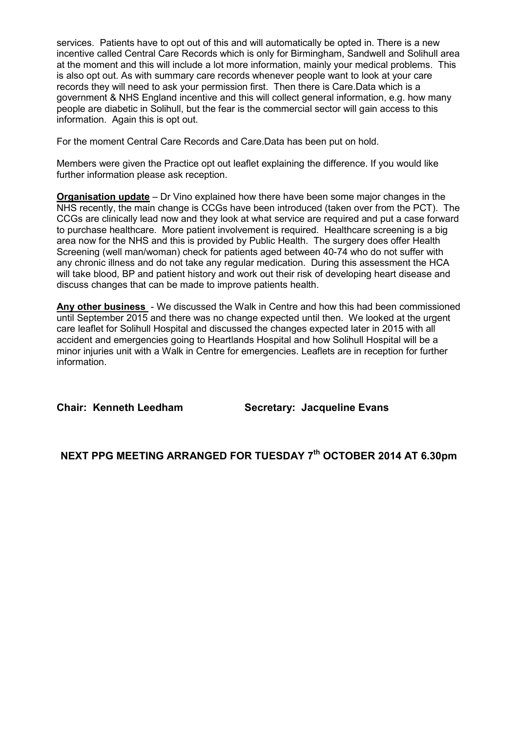services. Patients have to opt out of this and will automatically be opted in. There is a new incentive called Central Care Records which is only for Birmingham, Sandwell and Solihull area at the moment and this will include a lot more information, mainly your medical problems. This is also opt out. As with summary care records whenever people want to look at your care records they will need to ask your permission first. Then there is Care.Data which is a government & NHS England incentive and this will collect general information, e.g. how many people are diabetic in Solihull, but the fear is the commercial sector will gain access to this information. Again this is opt out.

For the moment Central Care Records and Care.Data has been put on hold.

Members were given the Practice opt out leaflet explaining the difference. If you would like further information please ask reception.

**Organisation update** – Dr Vino explained how there have been some major changes in the NHS recently, the main change is CCGs have been introduced (taken over from the PCT). The CCGs are clinically lead now and they look at what service are required and put a case forward to purchase healthcare. More patient involvement is required. Healthcare screening is a big area now for the NHS and this is provided by Public Health. The surgery does offer Health Screening (well man/woman) check for patients aged between 40-74 who do not suffer with any chronic illness and do not take any regular medication. During this assessment the HCA will take blood, BP and patient history and work out their risk of developing heart disease and discuss changes that can be made to improve patients health.

**Any other business** - We discussed the Walk in Centre and how this had been commissioned until September 2015 and there was no change expected until then. We looked at the urgent care leaflet for Solihull Hospital and discussed the changes expected later in 2015 with all accident and emergencies going to Heartlands Hospital and how Solihull Hospital will be a minor injuries unit with a Walk in Centre for emergencies. Leaflets are in reception for further information.

**Chair: Kenneth Leedham** **Secretary: Jacqueline Evans**

**NEXT PPG MEETING ARRANGED FOR TUESDAY 7th OCTOBER 2014 AT 6.30pm**